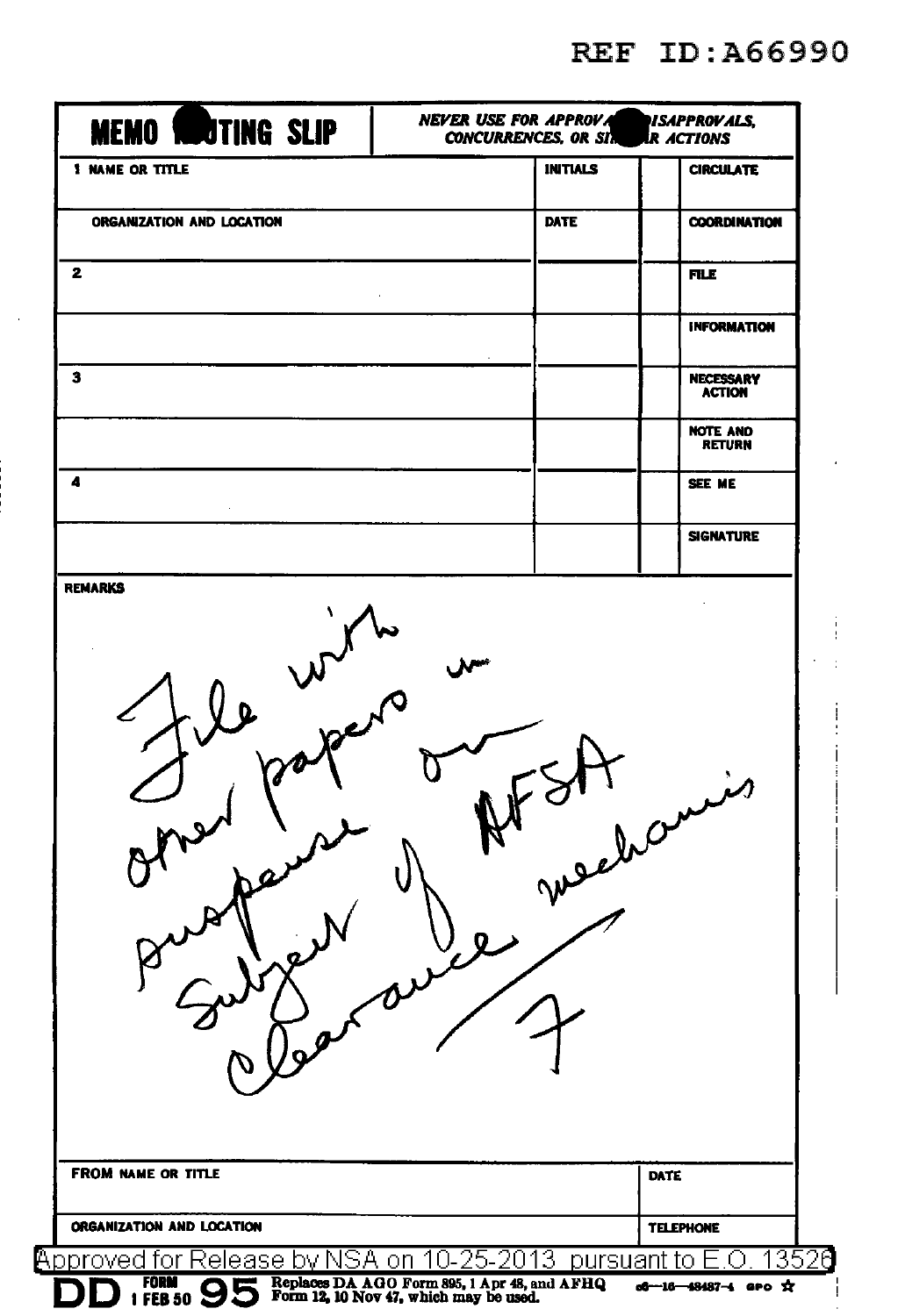REF ID:A66990

# MEMO ROUTING SLIP

*NEVER USE FOR APPROVALS, DISAPPROVALS, CONCURRENCES, OR SIMILAR ACTIONS*

| 1 NAME OR TITLE | INITIALS | | CIRCULATE |
|---|---|---|---|
| ORGANIZATION AND LOCATION | DATE | | COORDINATION |
| 2 | | | FILE |
| | | | INFORMATION |
| 3 | | | NECESSARY ACTION |
| | | | NOTE AND RETURN |
| 4 | | | SEE ME |
| | | | SIGNATURE |

**REMARKS**

File with other papers on suspense subject of AFSA mechanics clearance

7

| FROM NAME OR TITLE | DATE |
|---|---|
| ORGANIZATION AND LOCATION | TELEPHONE |

Approved for Release by NSA on 10-25-2013 pursuant to E.O. 13526

DD FORM 1 FEB 50 95 Replaces DA AGO Form 895, 1 Apr 48, and AFHQ Form 12, 10 Nov 47, which may be used.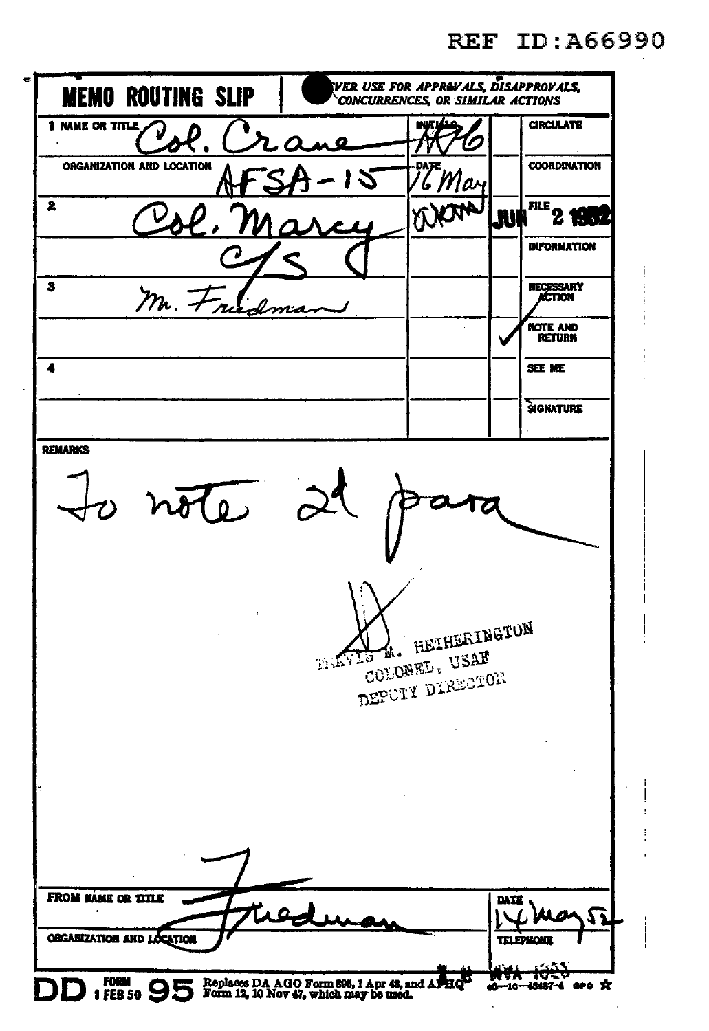REF ID:A66990

# MEMO ROUTING SLIP

NEVER USE FOR APPROVALS, DISAPPROVALS, CONCURRENCES, OR SIMILAR ACTIONS

| | INITIALS | | |
|---|---|---|---|
| 1 NAME OR TITLE Col. Crane | WFG | | CIRCULATE |
| ORGANIZATION AND LOCATION AFSA-15 | DATE 16 May | | COORDINATION |
| 2 Col. Marcy | (initials) | JUN 2 1952 | FILE |
| C/S | | | INFORMATION |
| 3 Mr. Friedman | | | NECESSARY ACTION |
| | | ✓ | NOTE AND RETURN |
| 4 | | | SEE ME |
| | | | SIGNATURE |

REMARKS

To note 2d para

TRAVIS M. HETHERINGTON
COLONEL, USAF
DEPUTY DIRECTOR

FROM NAME OR TITLE Friedman

DATE 14 May 52

ORGANIZATION AND LOCATION

TELEPHONE

DD FORM 1 FEB 50 95 Replaces DA AGO Form 895, 1 Apr 48, and AFHQ Form 12, 10 Nov 47, which may be used.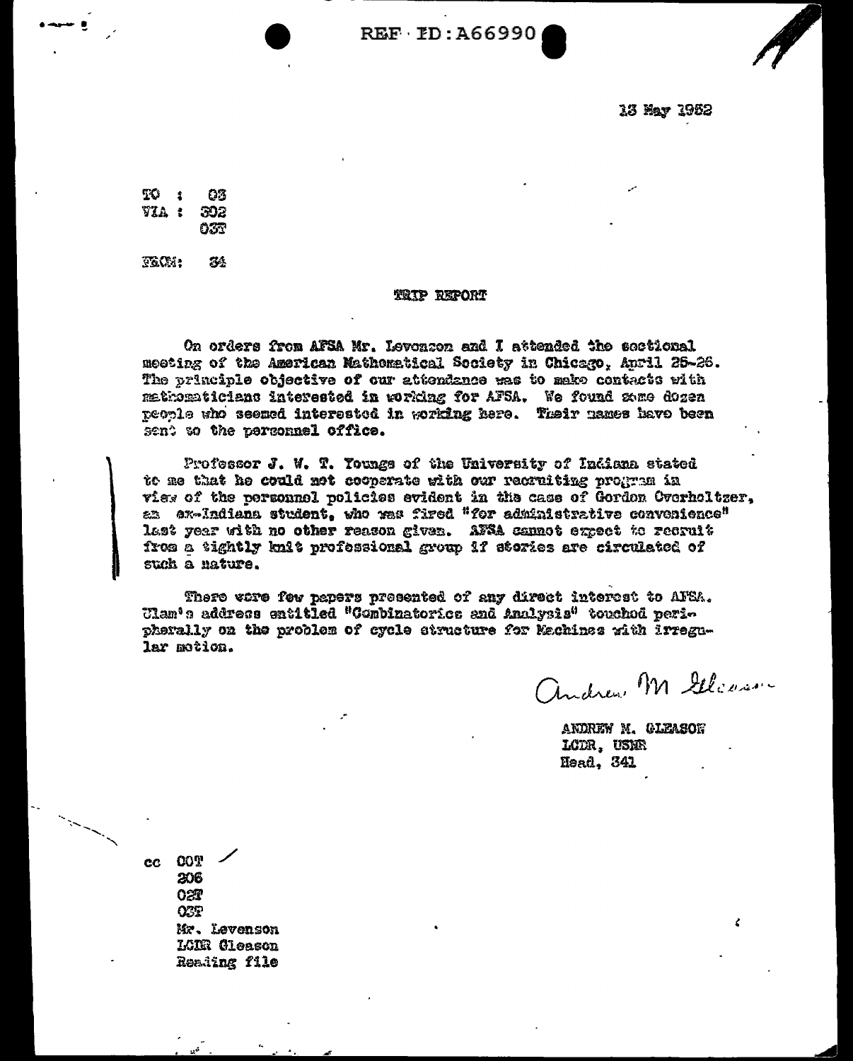REF ID:A66990

13 May 1952

TO : 03
VIA : 302
03T

FROM: 34

TRIP REPORT

On orders from AFSA Mr. Levenson and I attended the sectional meeting of the American Mathematical Society in Chicago, April 25-26. The principle objective of our attendance was to make contacts with mathematicians interested in working for AFSA. We found some dozen people who seemed interested in working here. Their names have been sent to the personnel office.

Professor J. W. T. Youngs of the University of Indiana stated to me that he could not cooperate with our recruiting program in view of the personnel policies evident in the case of Gordon Overholtzer, an ex-Indiana student, who was fired "for administrative convenience" last year with no other reason given. AFSA cannot expect to recruit from a tightly knit professional group if stories are circulated of such a nature.

There were few papers presented of any direct interest to AFSA. Ulam's address entitled "Combinatorics and Analysis" touched peripherally on the problem of cycle structure for Machines with irregular motion.

Andrew M Gleason

ANDREW M. GLEASON
LCDR, USNR
Head, 341

cc 00T
206
02T
03T
Mr. Levenson
LCDR Gleason
Reading file